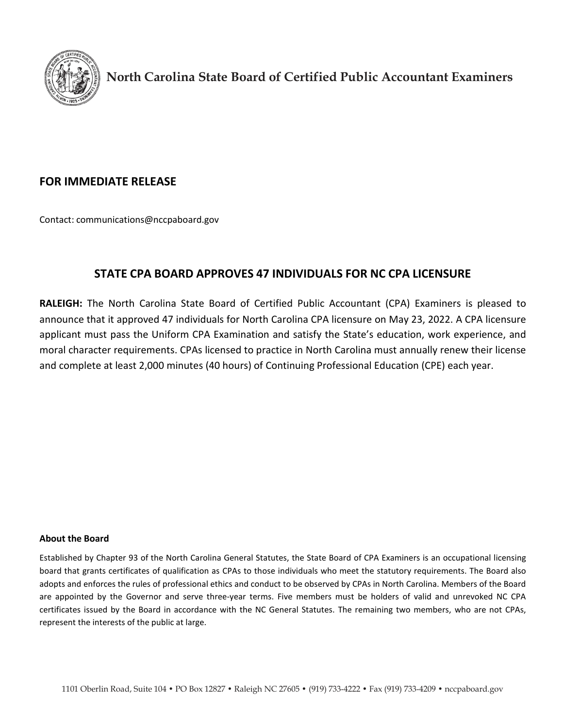North Carolina State Board of Certified Public Accountant Examiners

## FOR IMMEDIATE RELEASE

Contact: communications@nccpaboard.gov

# STATE CPA BOARD APPROVES 47 INDIVIDUALS FOR NC CPA LICENSURE

**RALEIGH:** The North Carolina State Board of Certified Public Accountant (CPA) Examiners is pleased to announce that it approved 47 individuals for North Carolina CPA licensure on May 23, 2022. A CPA licensure applicant must pass the Uniform CPA Examination and satisfy the State's education, work experience, and moral character requirements. CPAs licensed to practice in North Carolina must annually renew their license and complete at least 2,000 minutes (40 hours) of Continuing Professional Education (CPE) each year.

**About the Board**

Established by Chapter 93 of the North Carolina General Statutes, the State Board of CPA Examiners is an occupational licensing board that grants certificates of qualification as CPAs to those individuals who meet the statutory requirements. The Board also adopts and enforces the rules of professional ethics and conduct to be observed by CPAs in North Carolina. Members of the Board are appointed by the Governor and serve three-year terms. Five members must be holders of valid and unrevoked NC CPA certificates issued by the Board in accordance with the NC General Statutes. The remaining two members, who are not CPAs, represent the interests of the public at large.

1101 Oberlin Road, Suite 104 • PO Box 12827 • Raleigh NC 27605 • (919) 733-4222 • Fax (919) 733-4209 • nccpaboard.gov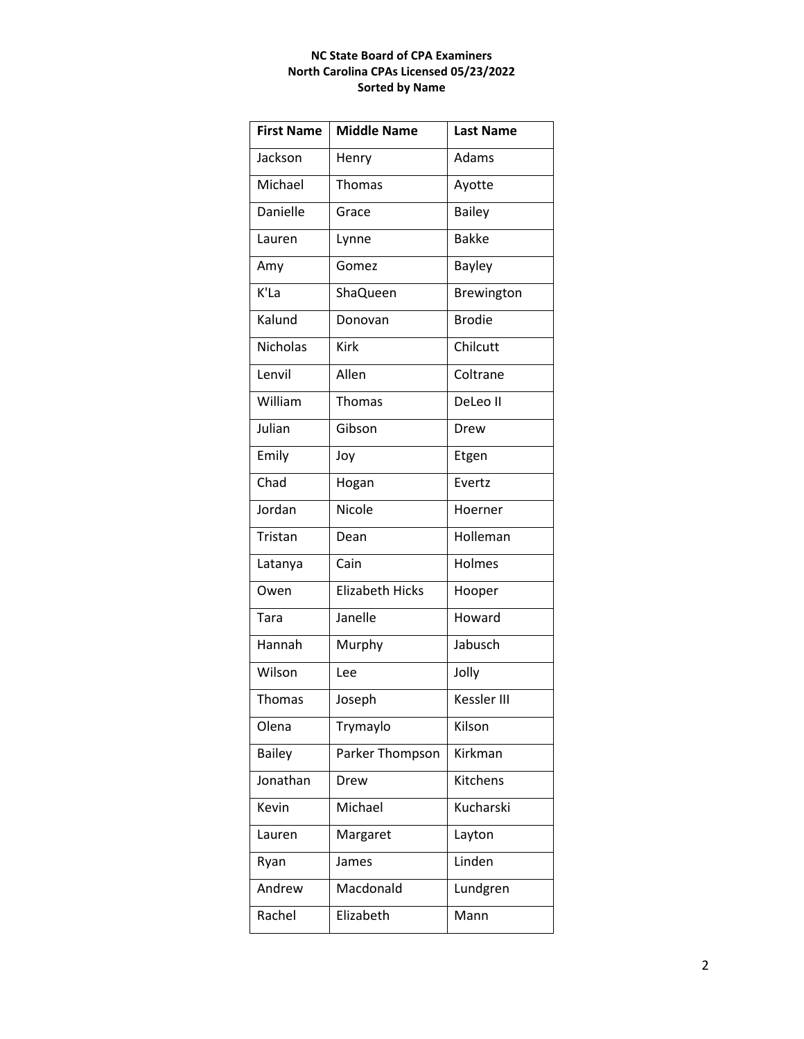**NC State Board of CPA Examiners**
**North Carolina CPAs Licensed 05/23/2022**
**Sorted by Name**

| First Name | Middle Name | Last Name |
|---|---|---|
| Jackson | Henry | Adams |
| Michael | Thomas | Ayotte |
| Danielle | Grace | Bailey |
| Lauren | Lynne | Bakke |
| Amy | Gomez | Bayley |
| K'La | ShaQueen | Brewington |
| Kalund | Donovan | Brodie |
| Nicholas | Kirk | Chilcutt |
| Lenvil | Allen | Coltrane |
| William | Thomas | DeLeo II |
| Julian | Gibson | Drew |
| Emily | Joy | Etgen |
| Chad | Hogan | Evertz |
| Jordan | Nicole | Hoerner |
| Tristan | Dean | Holleman |
| Latanya | Cain | Holmes |
| Owen | Elizabeth Hicks | Hooper |
| Tara | Janelle | Howard |
| Hannah | Murphy | Jabusch |
| Wilson | Lee | Jolly |
| Thomas | Joseph | Kessler III |
| Olena | Trymaylo | Kilson |
| Bailey | Parker Thompson | Kirkman |
| Jonathan | Drew | Kitchens |
| Kevin | Michael | Kucharski |
| Lauren | Margaret | Layton |
| Ryan | James | Linden |
| Andrew | Macdonald | Lundgren |
| Rachel | Elizabeth | Mann |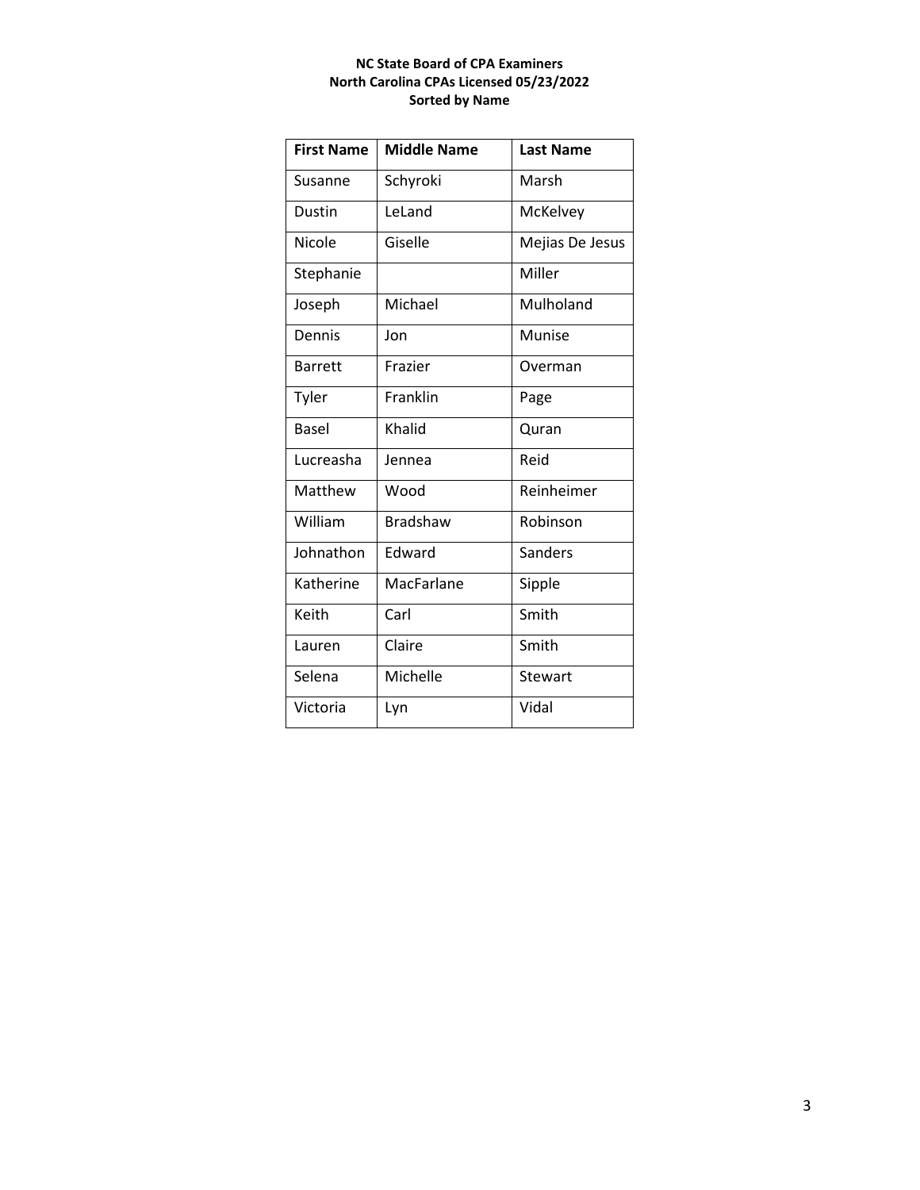**NC State Board of CPA Examiners**
**North Carolina CPAs Licensed 05/23/2022**
**Sorted by Name**

| First Name | Middle Name | Last Name |
|---|---|---|
| Susanne | Schyroki | Marsh |
| Dustin | LeLand | McKelvey |
| Nicole | Giselle | Mejias De Jesus |
| Stephanie | | Miller |
| Joseph | Michael | Mulholand |
| Dennis | Jon | Munise |
| Barrett | Frazier | Overman |
| Tyler | Franklin | Page |
| Basel | Khalid | Quran |
| Lucreasha | Jennea | Reid |
| Matthew | Wood | Reinheimer |
| William | Bradshaw | Robinson |
| Johnathon | Edward | Sanders |
| Katherine | MacFarlane | Sipple |
| Keith | Carl | Smith |
| Lauren | Claire | Smith |
| Selena | Michelle | Stewart |
| Victoria | Lyn | Vidal |